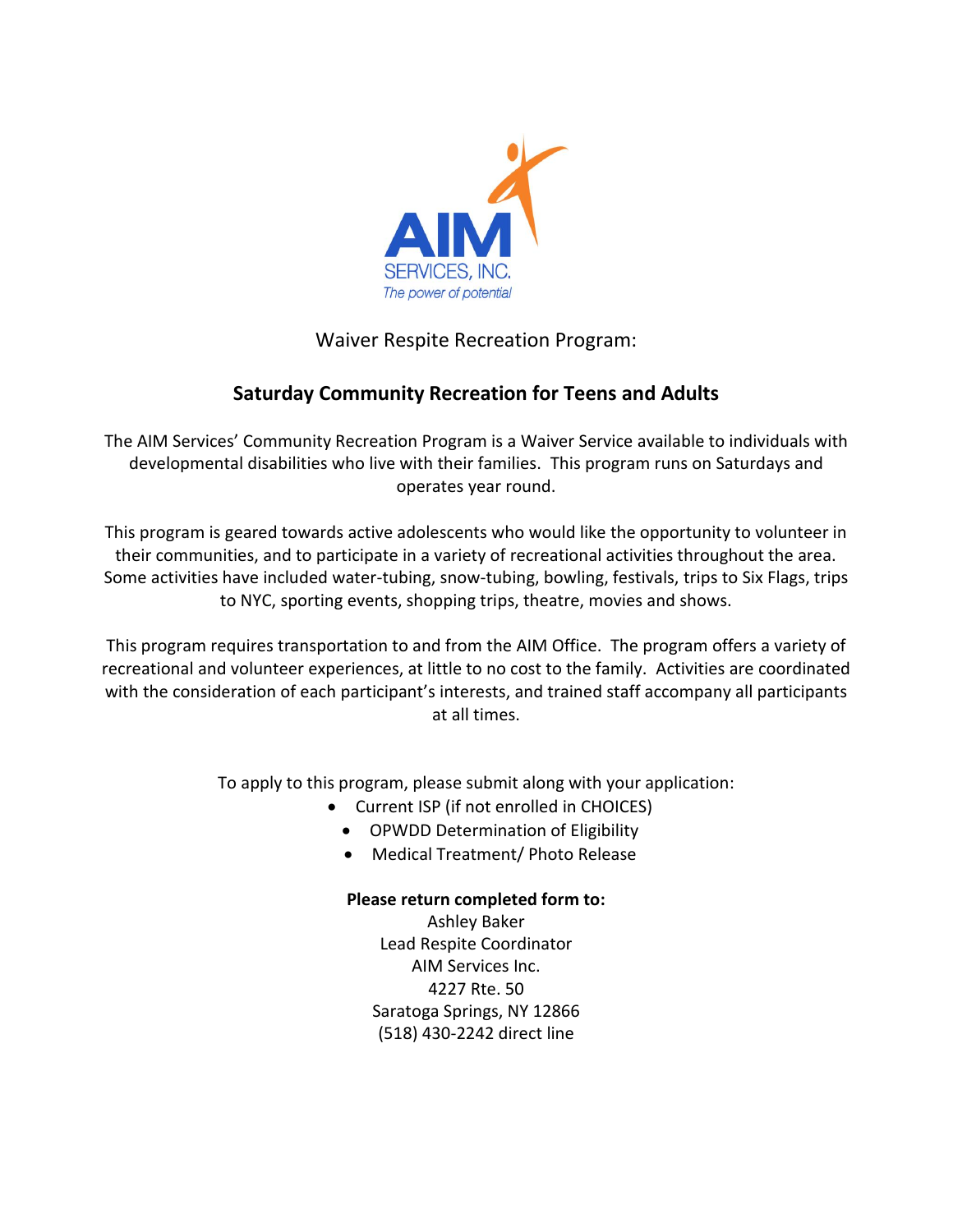AIM
SERVICES, INC.
*The power of potential*

Waiver Respite Recreation Program:

## Saturday Community Recreation for Teens and Adults

The AIM Services' Community Recreation Program is a Waiver Service available to individuals with developmental disabilities who live with their families. This program runs on Saturdays and operates year round.

This program is geared towards active adolescents who would like the opportunity to volunteer in their communities, and to participate in a variety of recreational activities throughout the area. Some activities have included water-tubing, snow-tubing, bowling, festivals, trips to Six Flags, trips to NYC, sporting events, shopping trips, theatre, movies and shows.

This program requires transportation to and from the AIM Office. The program offers a variety of recreational and volunteer experiences, at little to no cost to the family. Activities are coordinated with the consideration of each participant's interests, and trained staff accompany all participants at all times.

To apply to this program, please submit along with your application:

- Current ISP (if not enrolled in CHOICES)
- OPWDD Determination of Eligibility
- Medical Treatment/ Photo Release

**Please return completed form to:**

Ashley Baker
Lead Respite Coordinator
AIM Services Inc.
4227 Rte. 50
Saratoga Springs, NY 12866
(518) 430-2242 direct line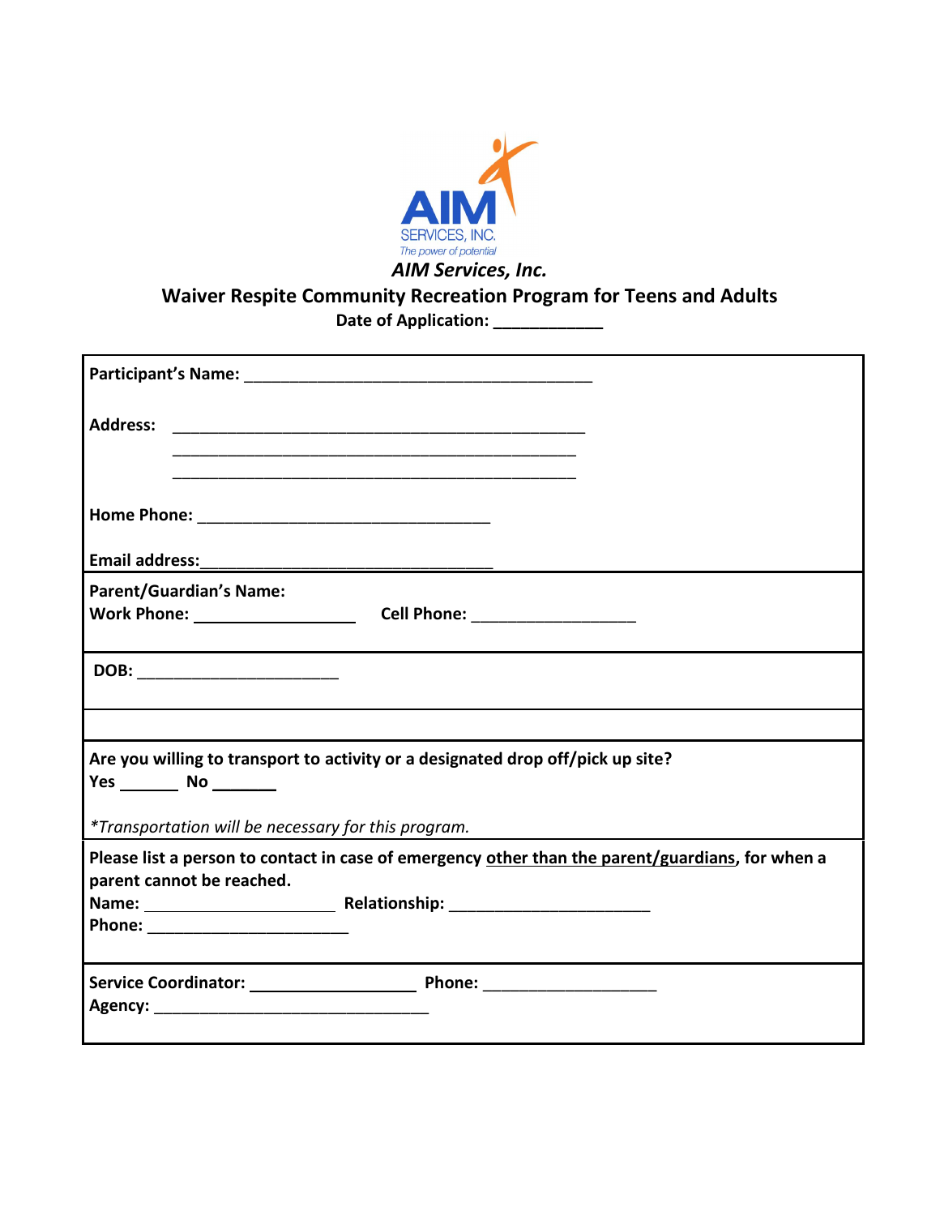*AIM Services, Inc.*

# Waiver Respite Community Recreation Program for Teens and Adults

**Date of Application: ____________**

**Participant's Name:** ________________________________________

**Address:** ______________________________________________
______________________________________________
______________________________________________

**Home Phone:** _________________________________

**Email address:** _________________________________

**Parent/Guardian's Name:**
**Work Phone:** ________________ **Cell Phone:** ________________

**DOB:** ______________________

**Are you willing to transport to activity or a designated drop off/pick up site?**
**Yes** ______ **No** ______

*\*Transportation will be necessary for this program.*

**Please list a person to contact in case of emergency <u>other than the parent/guardians</u>, for when a parent cannot be reached.**
**Name:** ______________________ **Relationship:** ______________________
**Phone:** ______________________

**Service Coordinator:** __________________ **Phone:** ___________________
**Agency:** _______________________________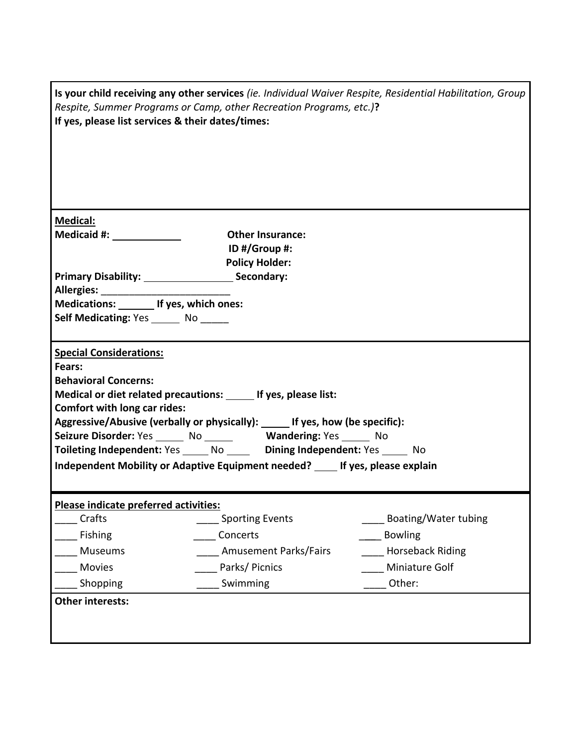**Is your child receiving any other services** *(ie. Individual Waiver Respite, Residential Habilitation, Group Respite, Summer Programs or Camp, other Recreation Programs, etc.)***?**
**If yes, please list services & their dates/times:**

**Medical:**

**Medicaid #:** ____________ **Other Insurance:**

**ID #/Group #:**

**Policy Holder:**

**Primary Disability:** ________________ **Secondary:**

**Allergies:** ________________________

**Medications:** _______ **If yes, which ones:**

**Self Medicating:** Yes _____ No _____

**Special Considerations:**

**Fears:**

**Behavioral Concerns:**

**Medical or diet related precautions:** _____ **If yes, please list:**

**Comfort with long car rides:**

**Aggressive/Abusive (verbally or physically):** _____ **If yes, how (be specific):**

**Seizure Disorder:** Yes _____ No _____ **Wandering:** Yes _____ No

**Toileting Independent:** Yes _____ No ____ **Dining Independent:** Yes _____ No

**Independent Mobility or Adaptive Equipment needed?** ____ **If yes, please explain**

**Please indicate preferred activities:**

| | | |
|---|---|---|
| ____ Crafts | ____ Sporting Events | ____ Boating/Water tubing |
| ____ Fishing | ____ Concerts | ____ Bowling |
| ____ Museums | ____ Amusement Parks/Fairs | ____ Horseback Riding |
| ____ Movies | ____ Parks/ Picnics | ____ Miniature Golf |
| ____ Shopping | ____ Swimming | ____ Other: |

**Other interests:**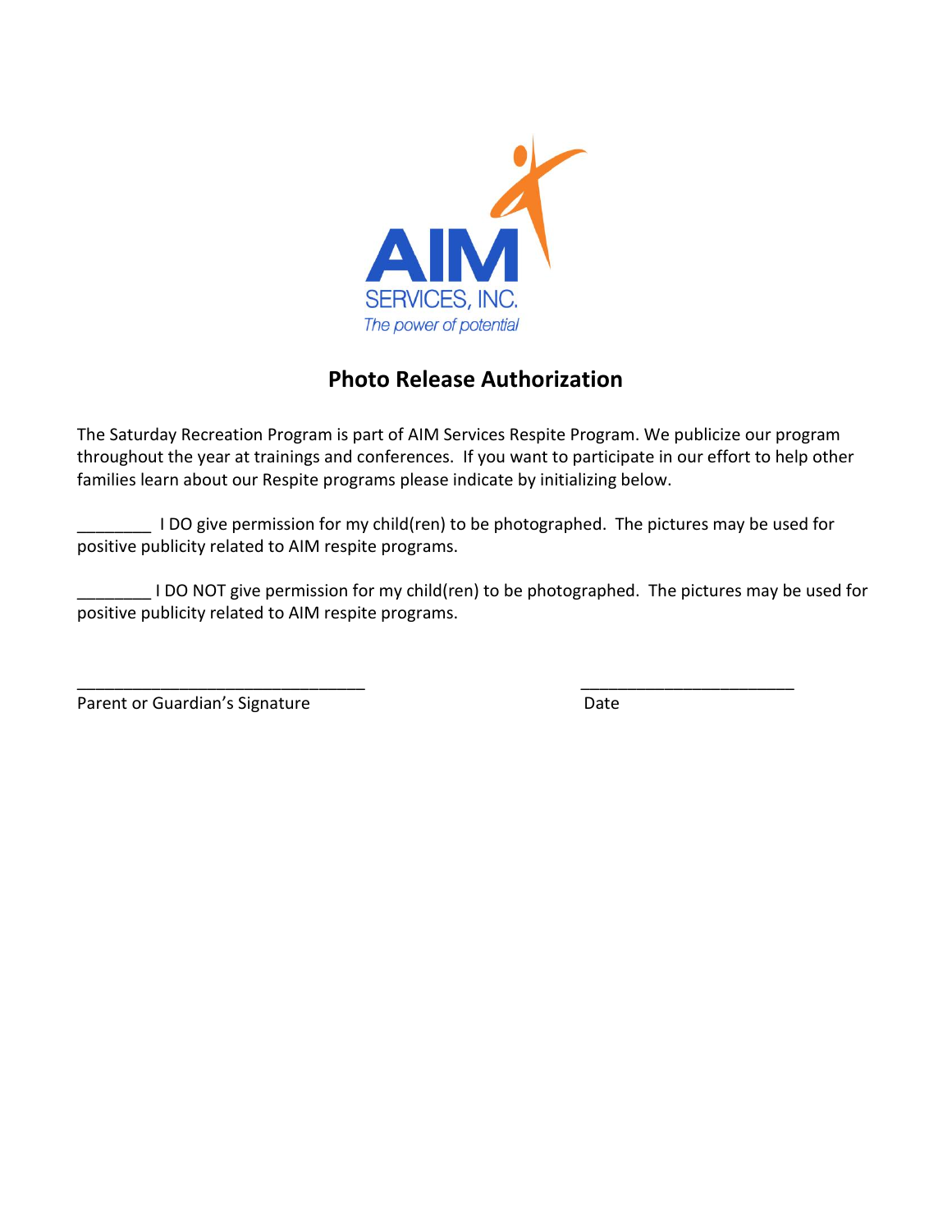AIM

SERVICES, INC.

*The power of potential*

## Photo Release Authorization

The Saturday Recreation Program is part of AIM Services Respite Program. We publicize our program throughout the year at trainings and conferences. If you want to participate in our effort to help other families learn about our Respite programs please indicate by initializing below.

________ I DO give permission for my child(ren) to be photographed. The pictures may be used for positive publicity related to AIM respite programs.

________ I DO NOT give permission for my child(ren) to be photographed. The pictures may be used for positive publicity related to AIM respite programs.

_______________________________ _______________________

Parent or Guardian's Signature Date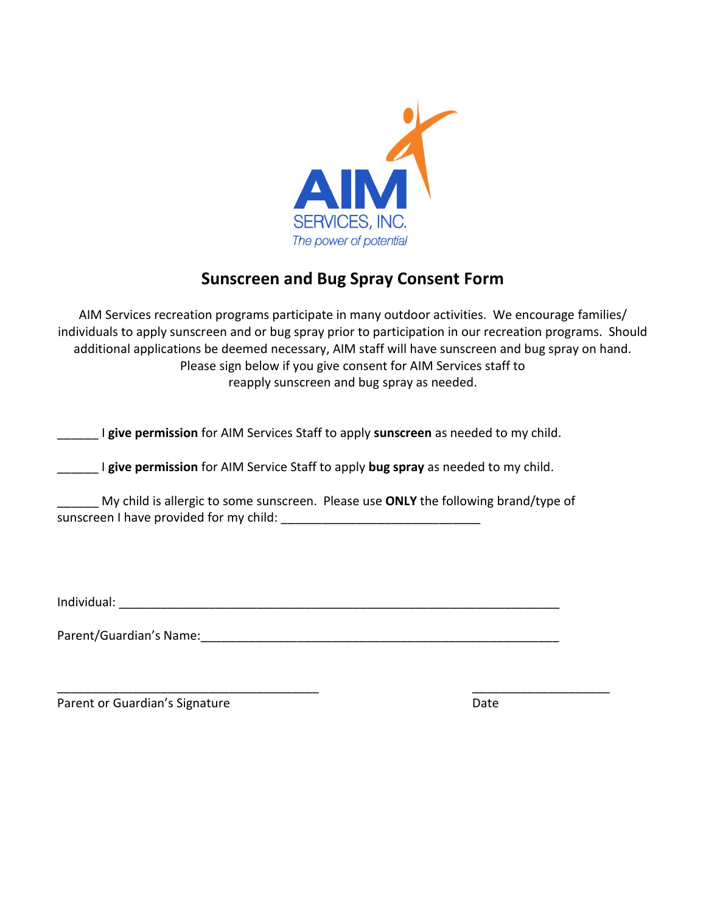AIM SERVICES, INC.
*The power of potential*

## Sunscreen and Bug Spray Consent Form

AIM Services recreation programs participate in many outdoor activities. We encourage families/ individuals to apply sunscreen and or bug spray prior to participation in our recreation programs. Should additional applications be deemed necessary, AIM staff will have sunscreen and bug spray on hand. Please sign below if you give consent for AIM Services staff to reapply sunscreen and bug spray as needed.

______ I **give permission** for AIM Services Staff to apply **sunscreen** as needed to my child.

______ I **give permission** for AIM Service Staff to apply **bug spray** as needed to my child.

______ My child is allergic to some sunscreen. Please use **ONLY** the following brand/type of sunscreen I have provided for my child: ______________________________

Individual: ___________________________________________________________________

Parent/Guardian's Name:______________________________________________________

_______________________________________ ____________________

Parent or Guardian's Signature Date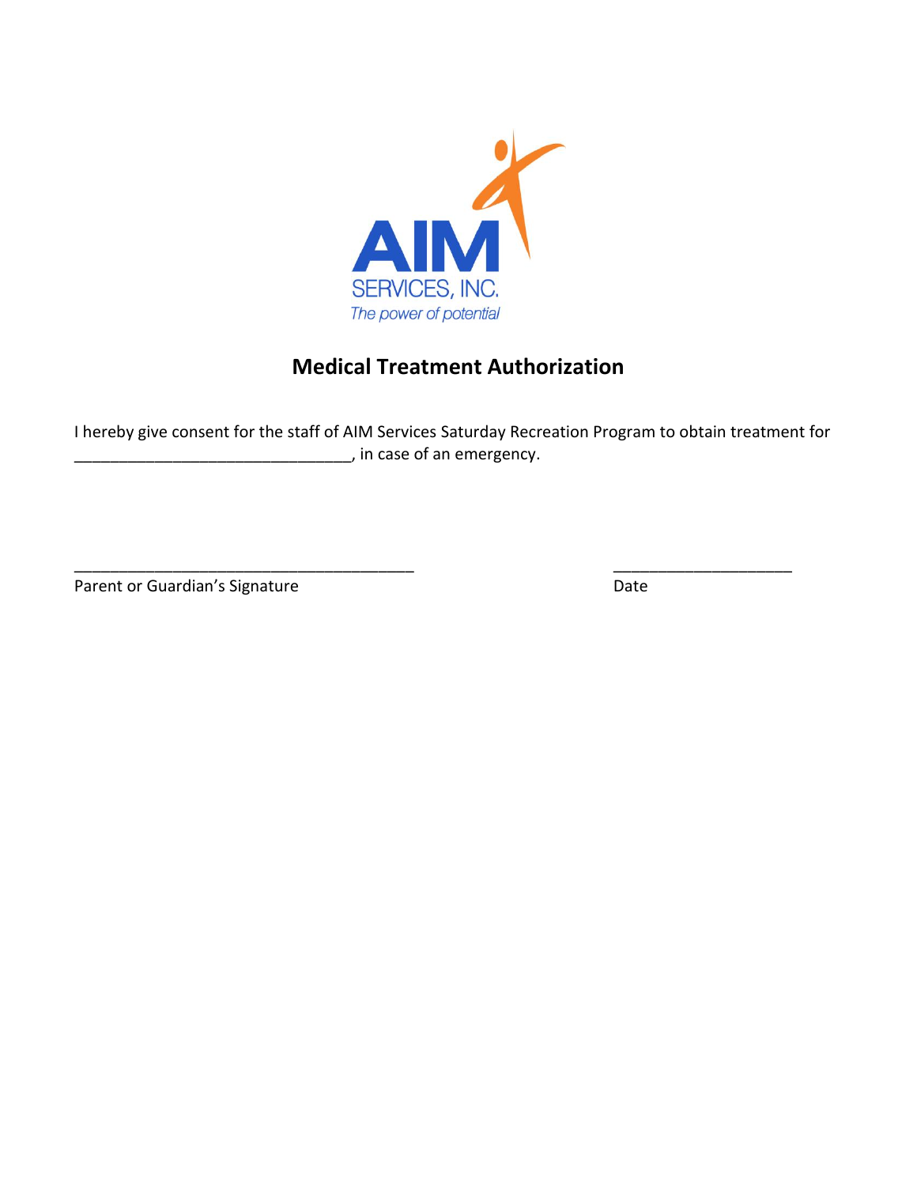AIM
SERVICES, INC.
*The power of potential*

## Medical Treatment Authorization

I hereby give consent for the staff of AIM Services Saturday Recreation Program to obtain treatment for _______________________________, in case of an emergency.

_______________________________________ Parent or Guardian's Signature

____________________ Date